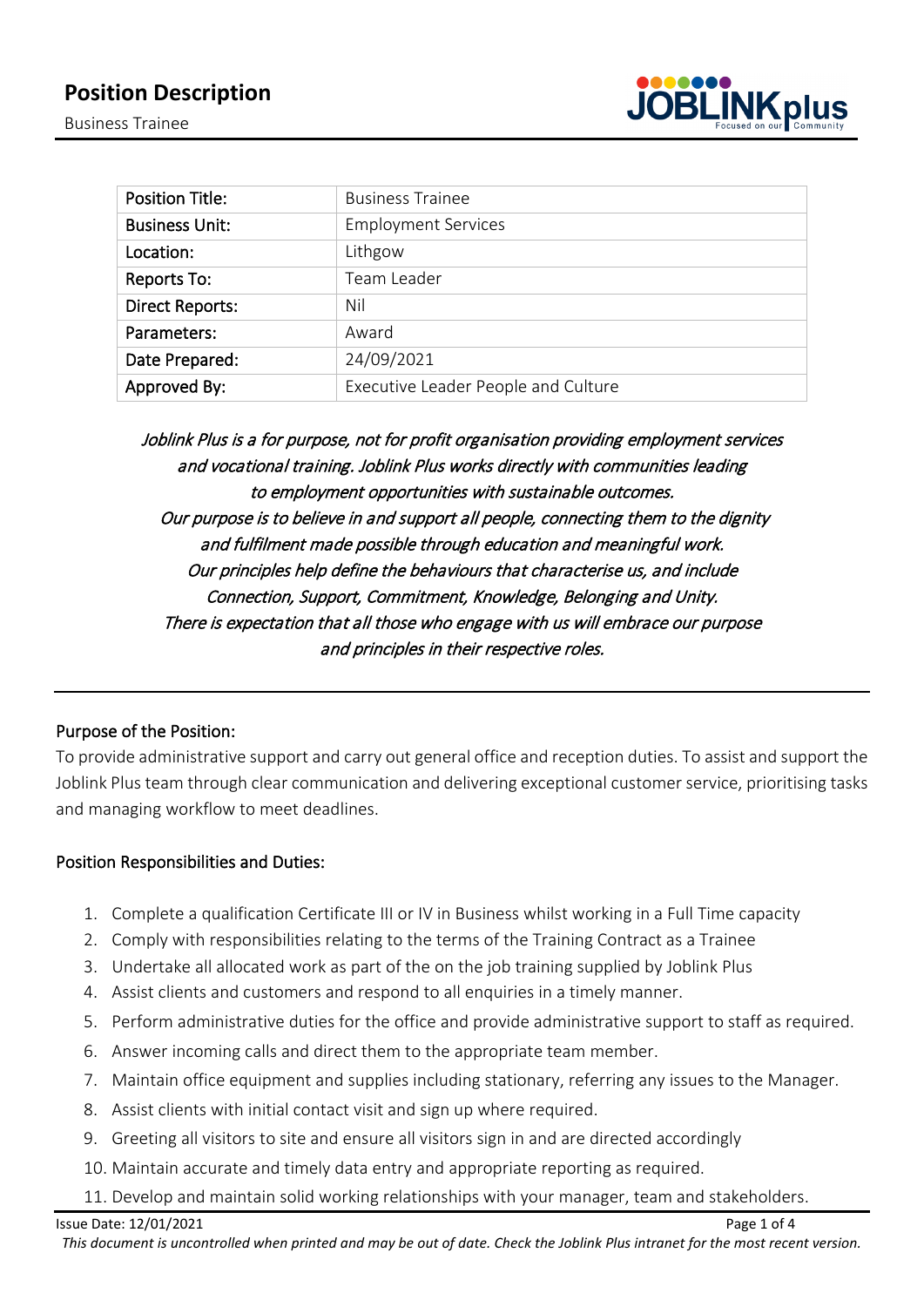# Position Description

Business Trainee

| Position Title: | Business Trainee |
|---|---|
| Business Unit: | Employment Services |
| Location: | Lithgow |
| Reports To: | Team Leader |
| Direct Reports: | Nil |
| Parameters: | Award |
| Date Prepared: | 24/09/2021 |
| Approved By: | Executive Leader People and Culture |

*Joblink Plus is a for purpose, not for profit organisation providing employment services and vocational training. Joblink Plus works directly with communities leading to employment opportunities with sustainable outcomes.*
*Our purpose is to believe in and support all people, connecting them to the dignity and fulfilment made possible through education and meaningful work.*
*Our principles help define the behaviours that characterise us, and include Connection, Support, Commitment, Knowledge, Belonging and Unity.*
*There is expectation that all those who engage with us will embrace our purpose and principles in their respective roles.*

## Purpose of the Position:

To provide administrative support and carry out general office and reception duties. To assist and support the Joblink Plus team through clear communication and delivering exceptional customer service, prioritising tasks and managing workflow to meet deadlines.

## Position Responsibilities and Duties:

1. Complete a qualification Certificate III or IV in Business whilst working in a Full Time capacity
2. Comply with responsibilities relating to the terms of the Training Contract as a Trainee
3. Undertake all allocated work as part of the on the job training supplied by Joblink Plus
4. Assist clients and customers and respond to all enquiries in a timely manner.
5. Perform administrative duties for the office and provide administrative support to staff as required.
6. Answer incoming calls and direct them to the appropriate team member.
7. Maintain office equipment and supplies including stationary, referring any issues to the Manager.
8. Assist clients with initial contact visit and sign up where required.
9. Greeting all visitors to site and ensure all visitors sign in and are directed accordingly
10. Maintain accurate and timely data entry and appropriate reporting as required.
11. Develop and maintain solid working relationships with your manager, team and stakeholders.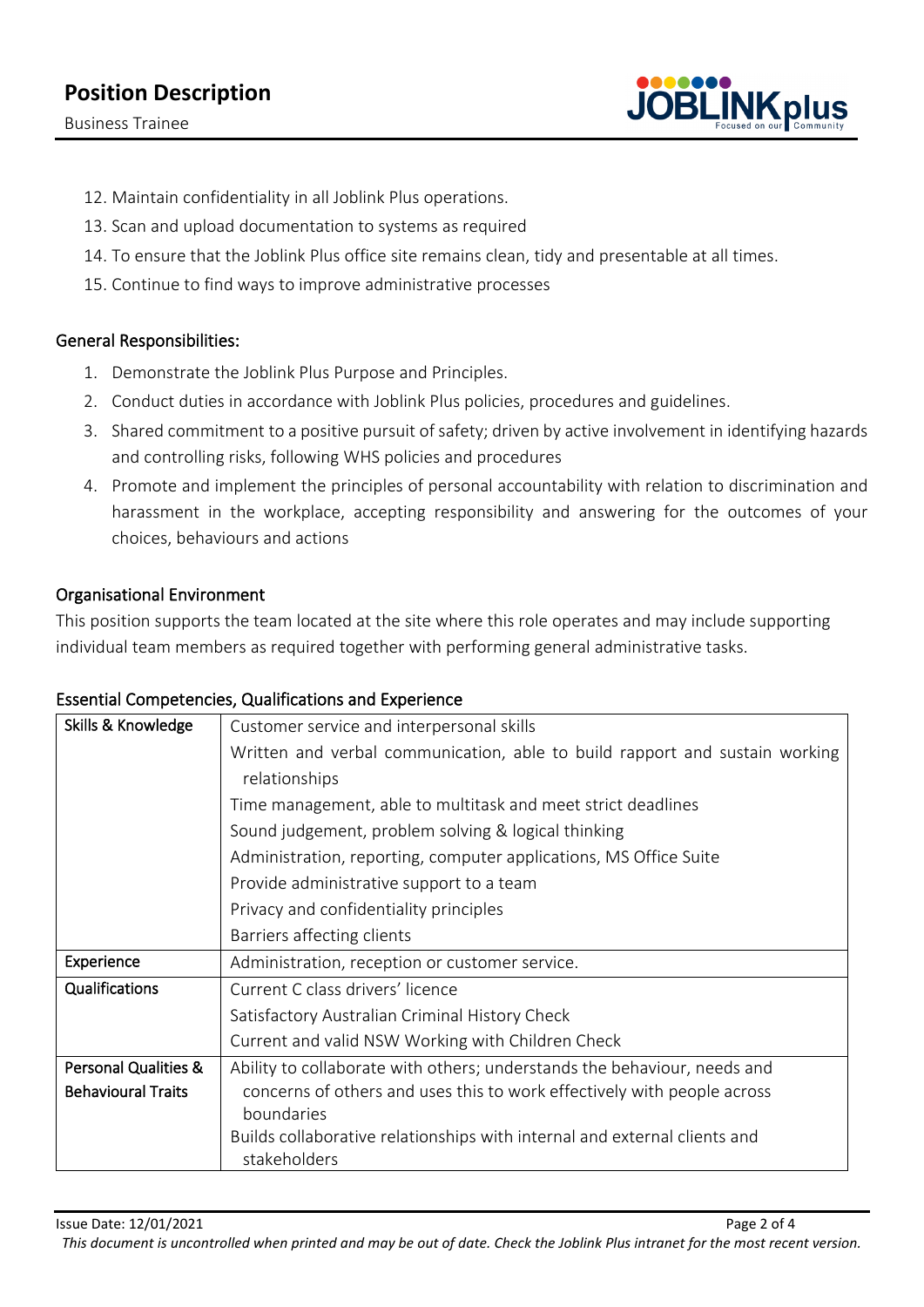12. Maintain confidentiality in all Joblink Plus operations.
13. Scan and upload documentation to systems as required
14. To ensure that the Joblink Plus office site remains clean, tidy and presentable at all times.
15. Continue to find ways to improve administrative processes

## General Responsibilities:

1. Demonstrate the Joblink Plus Purpose and Principles.
2. Conduct duties in accordance with Joblink Plus policies, procedures and guidelines.
3. Shared commitment to a positive pursuit of safety; driven by active involvement in identifying hazards and controlling risks, following WHS policies and procedures
4. Promote and implement the principles of personal accountability with relation to discrimination and harassment in the workplace, accepting responsibility and answering for the outcomes of your choices, behaviours and actions

## Organisational Environment

This position supports the team located at the site where this role operates and may include supporting individual team members as required together with performing general administrative tasks.

## Essential Competencies, Qualifications and Experience

| | |
|---|---|
| **Skills & Knowledge** | Customer service and interpersonal skills |
| | Written and verbal communication, able to build rapport and sustain working relationships |
| | Time management, able to multitask and meet strict deadlines |
| | Sound judgement, problem solving & logical thinking |
| | Administration, reporting, computer applications, MS Office Suite |
| | Provide administrative support to a team |
| | Privacy and confidentiality principles |
| | Barriers affecting clients |
| **Experience** | Administration, reception or customer service. |
| **Qualifications** | Current C class drivers' licence |
| | Satisfactory Australian Criminal History Check |
| | Current and valid NSW Working with Children Check |
| **Personal Qualities & Behavioural Traits** | Ability to collaborate with others; understands the behaviour, needs and concerns of others and uses this to work effectively with people across boundaries |
| | Builds collaborative relationships with internal and external clients and stakeholders |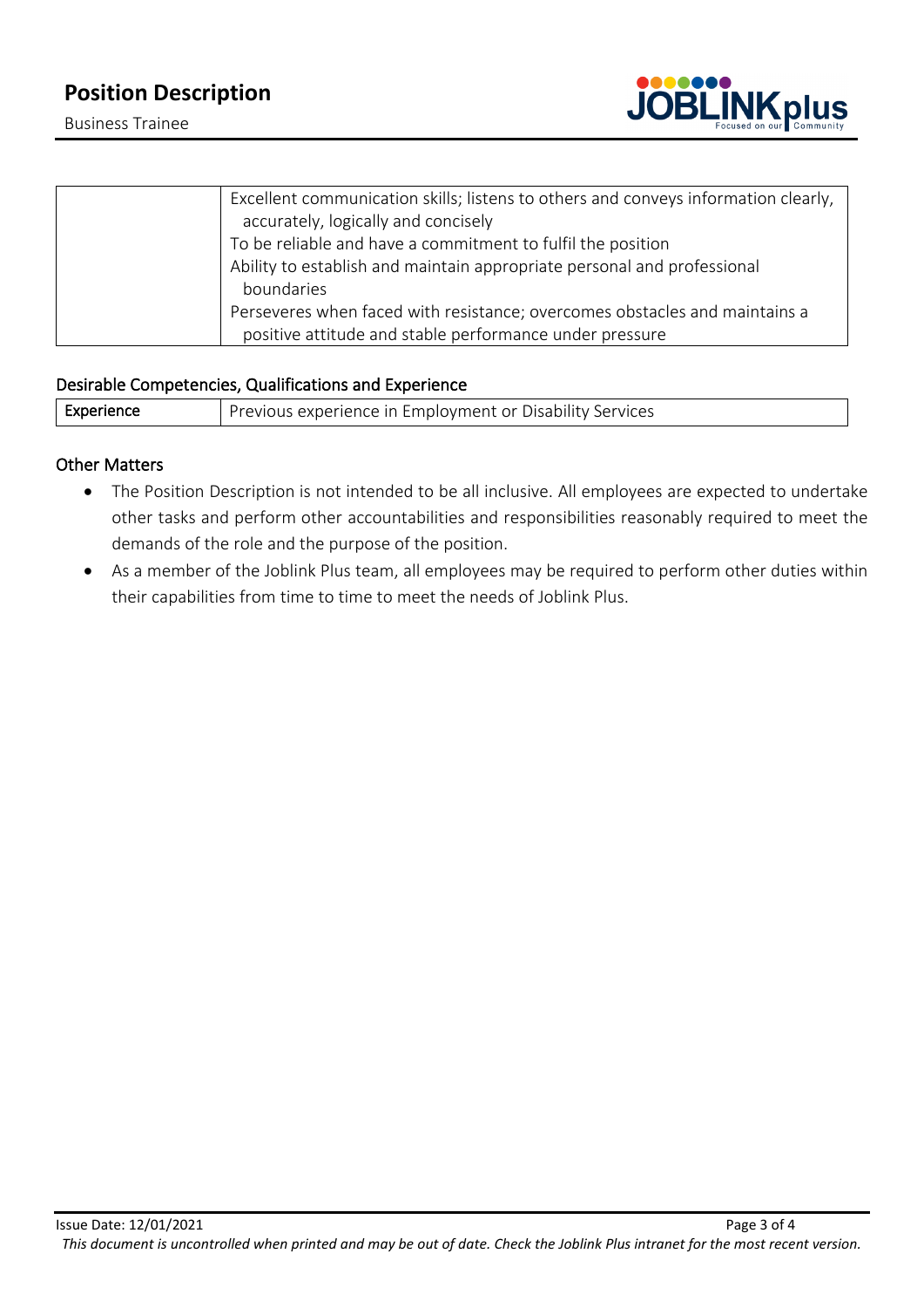| | |
|---|---|
| | Excellent communication skills; listens to others and conveys information clearly, accurately, logically and concisely<br>To be reliable and have a commitment to fulfil the position<br>Ability to establish and maintain appropriate personal and professional boundaries<br>Perseveres when faced with resistance; overcomes obstacles and maintains a positive attitude and stable performance under pressure |

## Desirable Competencies, Qualifications and Experience

| | |
|---|---|
| Experience | Previous experience in Employment or Disability Services |

## Other Matters

- The Position Description is not intended to be all inclusive. All employees are expected to undertake other tasks and perform other accountabilities and responsibilities reasonably required to meet the demands of the role and the purpose of the position.
- As a member of the Joblink Plus team, all employees may be required to perform other duties within their capabilities from time to time to meet the needs of Joblink Plus.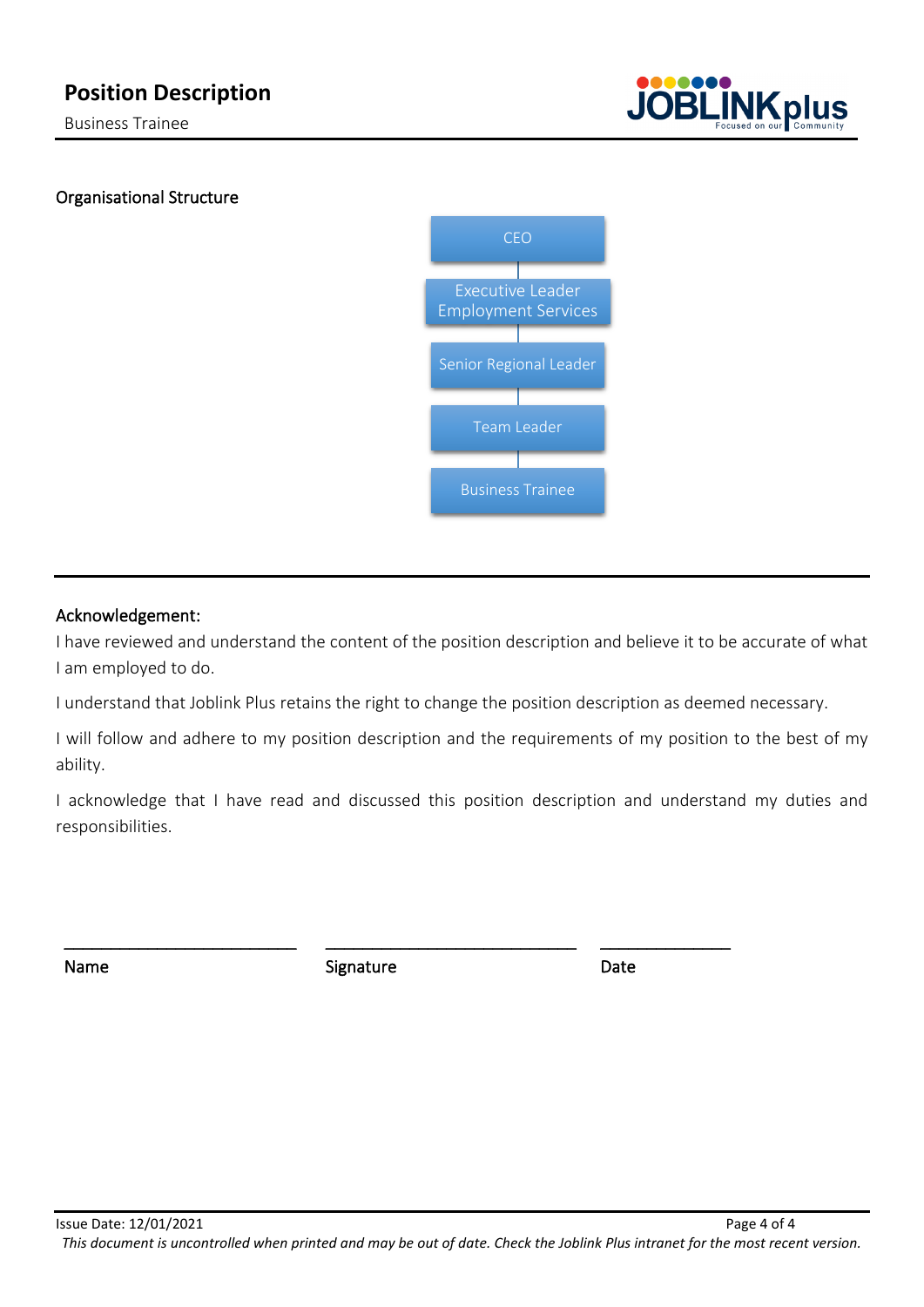## Organisational Structure

CEO

Executive Leader Employment Services

Senior Regional Leader

Team Leader

Business Trainee

---

## Acknowledgement:

I have reviewed and understand the content of the position description and believe it to be accurate of what I am employed to do.

I understand that Joblink Plus retains the right to change the position description as deemed necessary.

I will follow and adhere to my position description and the requirements of my position to the best of my ability.

I acknowledge that I have read and discussed this position description and understand my duties and responsibilities.

\_\_\_\_\_\_\_\_\_\_\_\_\_\_\_\_\_\_\_\_\_\_\_\_ \_\_\_\_\_\_\_\_\_\_\_\_\_\_\_\_\_\_\_\_\_\_\_\_\_\_ \_\_\_\_\_\_\_\_\_\_\_\_\_

Name Signature Date

Issue Date: 12/01/2021

*This document is uncontrolled when printed and may be out of date. Check the Joblink Plus intranet for the most recent version.*